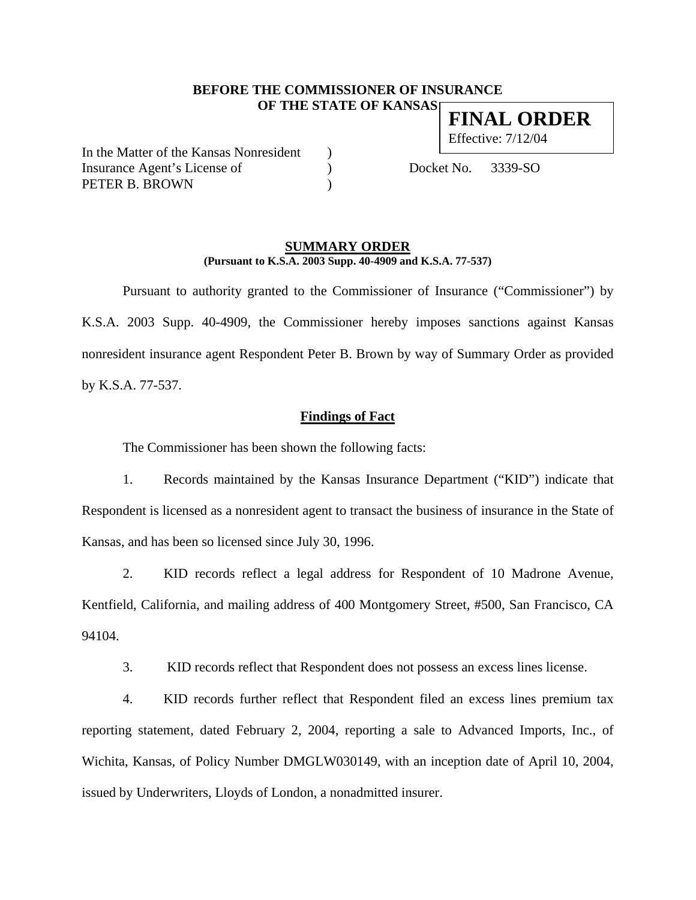**BEFORE THE COMMISSIONER OF INSURANCE**
**OF THE STATE OF KANSAS**

**FINAL ORDER**
Effective: 7/12/04

In the Matter of the Kansas Nonresident )
Insurance Agent's License of ) Docket No. 3339-SO
PETER B. BROWN )

**SUMMARY ORDER**
**(Pursuant to K.S.A. 2003 Supp. 40-4909 and K.S.A. 77-537)**

Pursuant to authority granted to the Commissioner of Insurance ("Commissioner") by K.S.A. 2003 Supp. 40-4909, the Commissioner hereby imposes sanctions against Kansas nonresident insurance agent Respondent Peter B. Brown by way of Summary Order as provided by K.S.A. 77-537.

**Findings of Fact**

The Commissioner has been shown the following facts:

1. Records maintained by the Kansas Insurance Department ("KID") indicate that Respondent is licensed as a nonresident agent to transact the business of insurance in the State of Kansas, and has been so licensed since July 30, 1996.

2. KID records reflect a legal address for Respondent of 10 Madrone Avenue, Kentfield, California, and mailing address of 400 Montgomery Street, #500, San Francisco, CA 94104.

3. KID records reflect that Respondent does not possess an excess lines license.

4. KID records further reflect that Respondent filed an excess lines premium tax reporting statement, dated February 2, 2004, reporting a sale to Advanced Imports, Inc., of Wichita, Kansas, of Policy Number DMGLW030149, with an inception date of April 10, 2004, issued by Underwriters, Lloyds of London, a nonadmitted insurer.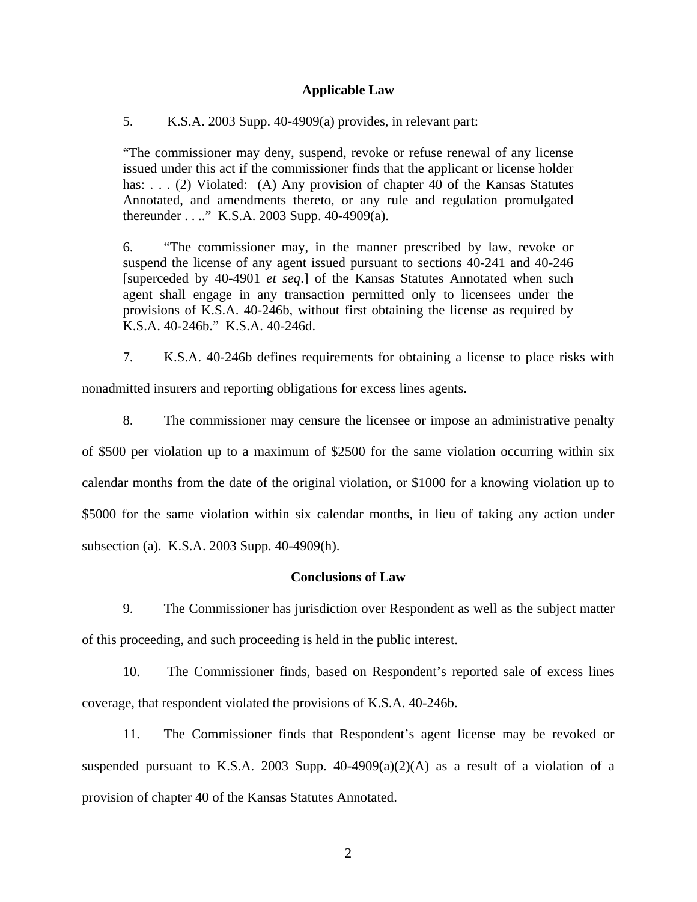**Applicable Law**

5. K.S.A. 2003 Supp. 40-4909(a) provides, in relevant part:

> "The commissioner may deny, suspend, revoke or refuse renewal of any license issued under this act if the commissioner finds that the applicant or license holder has: . . . (2) Violated: (A) Any provision of chapter 40 of the Kansas Statutes Annotated, and amendments thereto, or any rule and regulation promulgated thereunder . . .." K.S.A. 2003 Supp. 40-4909(a).
>
> 6. "The commissioner may, in the manner prescribed by law, revoke or suspend the license of any agent issued pursuant to sections 40-241 and 40-246 [superceded by 40-4901 *et seq*.] of the Kansas Statutes Annotated when such agent shall engage in any transaction permitted only to licensees under the provisions of K.S.A. 40-246b, without first obtaining the license as required by K.S.A. 40-246b." K.S.A. 40-246d.

7. K.S.A. 40-246b defines requirements for obtaining a license to place risks with nonadmitted insurers and reporting obligations for excess lines agents.

8. The commissioner may censure the licensee or impose an administrative penalty of $500 per violation up to a maximum of $2500 for the same violation occurring within six calendar months from the date of the original violation, or $1000 for a knowing violation up to $5000 for the same violation within six calendar months, in lieu of taking any action under subsection (a). K.S.A. 2003 Supp. 40-4909(h).

**Conclusions of Law**

9. The Commissioner has jurisdiction over Respondent as well as the subject matter of this proceeding, and such proceeding is held in the public interest.

10. The Commissioner finds, based on Respondent's reported sale of excess lines coverage, that respondent violated the provisions of K.S.A. 40-246b.

11. The Commissioner finds that Respondent's agent license may be revoked or suspended pursuant to K.S.A. 2003 Supp. 40-4909(a)(2)(A) as a result of a violation of a provision of chapter 40 of the Kansas Statutes Annotated.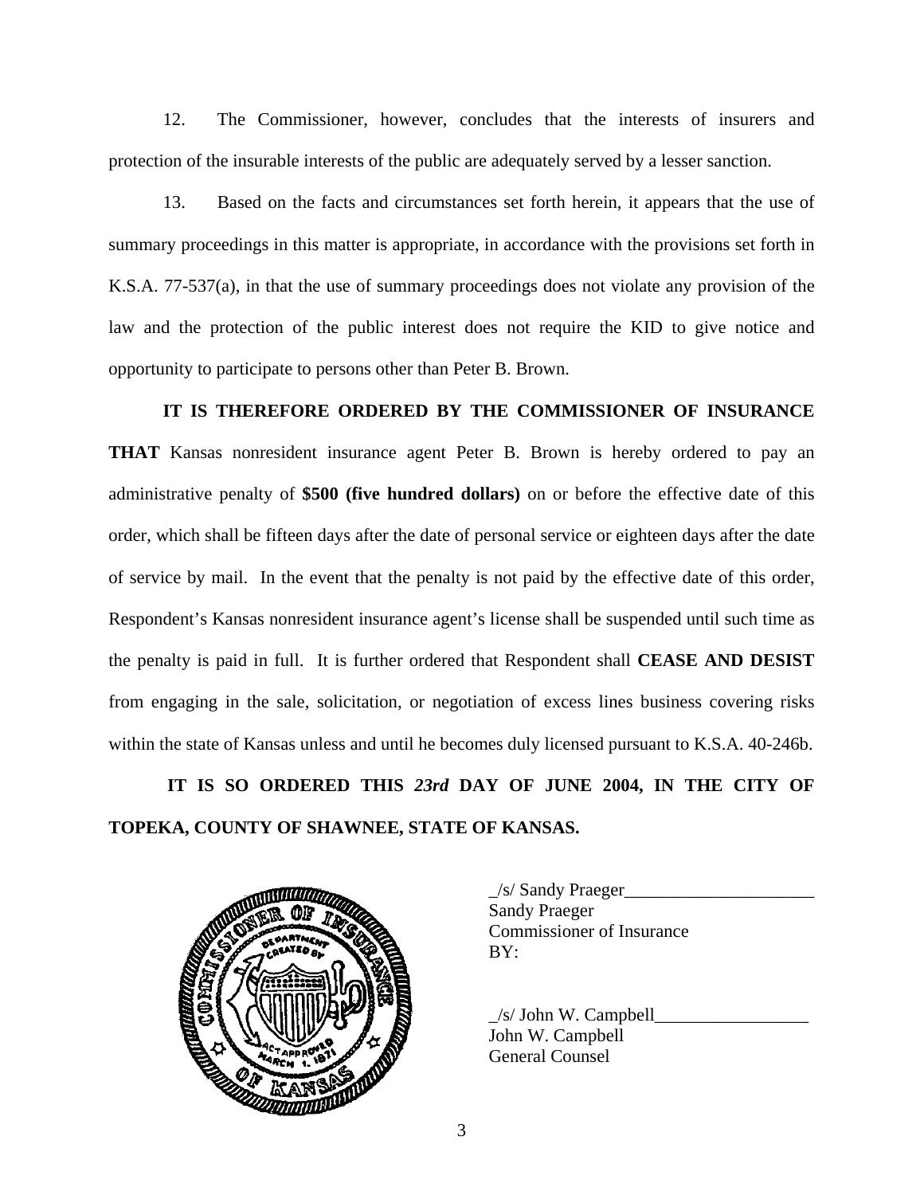12. The Commissioner, however, concludes that the interests of insurers and protection of the insurable interests of the public are adequately served by a lesser sanction.

13. Based on the facts and circumstances set forth herein, it appears that the use of summary proceedings in this matter is appropriate, in accordance with the provisions set forth in K.S.A. 77-537(a), in that the use of summary proceedings does not violate any provision of the law and the protection of the public interest does not require the KID to give notice and opportunity to participate to persons other than Peter B. Brown.

**IT IS THEREFORE ORDERED BY THE COMMISSIONER OF INSURANCE THAT** Kansas nonresident insurance agent Peter B. Brown is hereby ordered to pay an administrative penalty of **$500 (five hundred dollars)** on or before the effective date of this order, which shall be fifteen days after the date of personal service or eighteen days after the date of service by mail. In the event that the penalty is not paid by the effective date of this order, Respondent's Kansas nonresident insurance agent's license shall be suspended until such time as the penalty is paid in full. It is further ordered that Respondent shall **CEASE AND DESIST** from engaging in the sale, solicitation, or negotiation of excess lines business covering risks within the state of Kansas unless and until he becomes duly licensed pursuant to K.S.A. 40-246b.

**IT IS SO ORDERED THIS *23rd* DAY OF JUNE 2004, IN THE CITY OF TOPEKA, COUNTY OF SHAWNEE, STATE OF KANSAS.**

_/s/ Sandy Praeger_____________________
Sandy Praeger
Commissioner of Insurance
BY:

_/s/ John W. Campbell_________________
John W. Campbell
General Counsel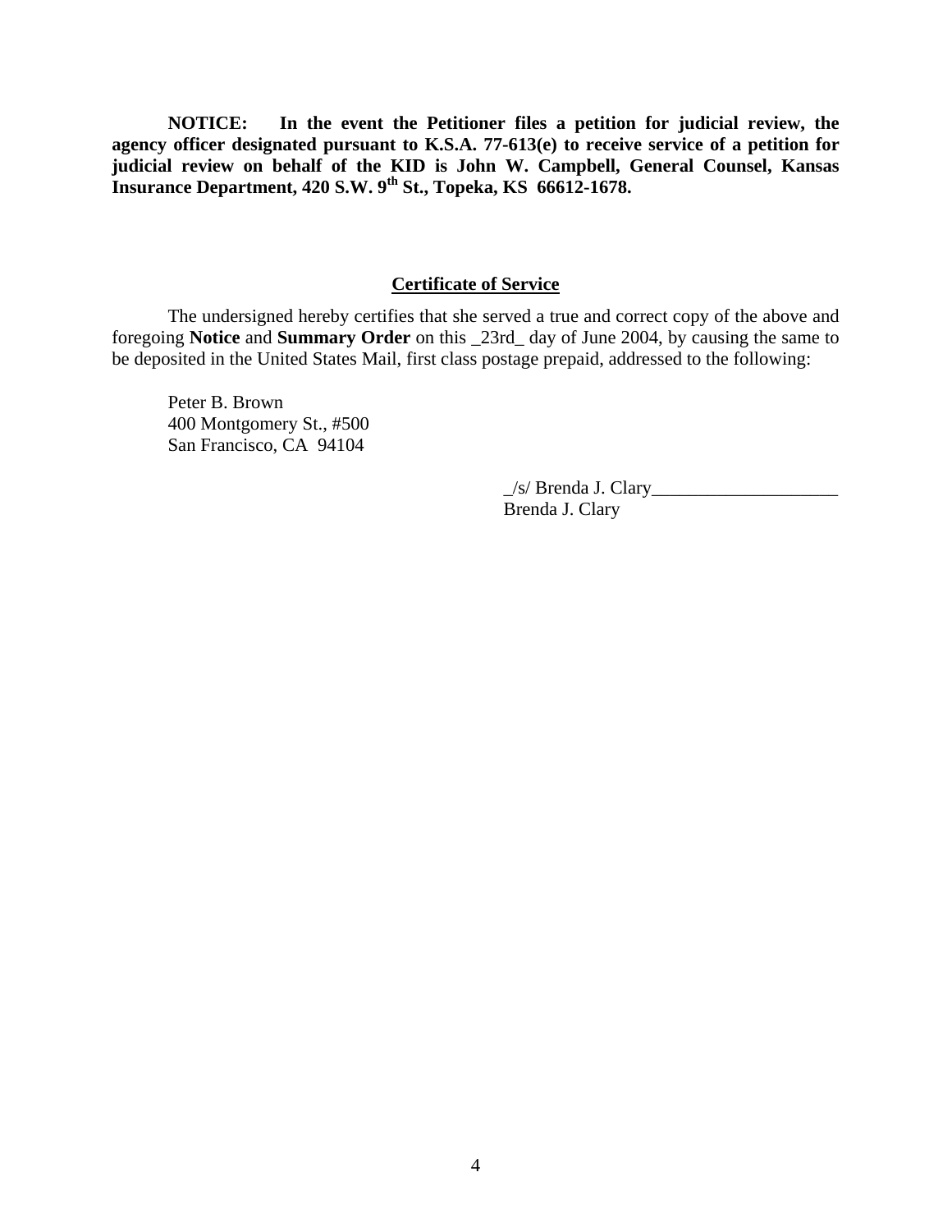**NOTICE: In the event the Petitioner files a petition for judicial review, the agency officer designated pursuant to K.S.A. 77-613(e) to receive service of a petition for judicial review on behalf of the KID is John W. Campbell, General Counsel, Kansas Insurance Department, 420 S.W. 9th St., Topeka, KS 66612-1678.**

## Certificate of Service

The undersigned hereby certifies that she served a true and correct copy of the above and foregoing **Notice** and **Summary Order** on this _23rd_ day of June 2004, by causing the same to be deposited in the United States Mail, first class postage prepaid, addressed to the following:

Peter B. Brown
400 Montgomery St., #500
San Francisco, CA 94104

_/s/ Brenda J. Clary____________________
Brenda J. Clary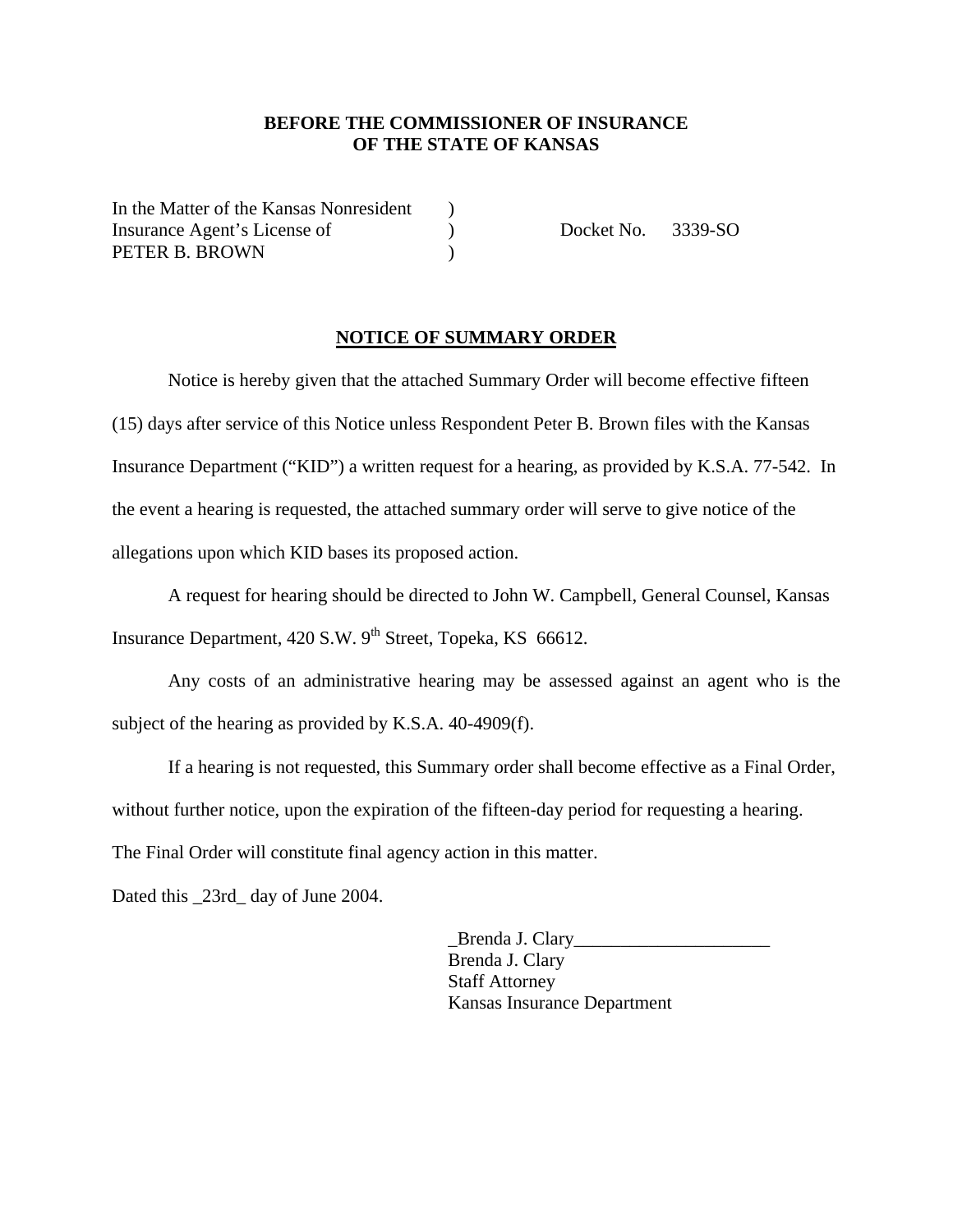**BEFORE THE COMMISSIONER OF INSURANCE**
**OF THE STATE OF KANSAS**

In the Matter of the Kansas Nonresident )
Insurance Agent's License of ) Docket No. 3339-SO
PETER B. BROWN )

**NOTICE OF SUMMARY ORDER**

Notice is hereby given that the attached Summary Order will become effective fifteen (15) days after service of this Notice unless Respondent Peter B. Brown files with the Kansas Insurance Department ("KID") a written request for a hearing, as provided by K.S.A. 77-542. In the event a hearing is requested, the attached summary order will serve to give notice of the allegations upon which KID bases its proposed action.

A request for hearing should be directed to John W. Campbell, General Counsel, Kansas Insurance Department, 420 S.W. 9th Street, Topeka, KS 66612.

Any costs of an administrative hearing may be assessed against an agent who is the subject of the hearing as provided by K.S.A. 40-4909(f).

If a hearing is not requested, this Summary order shall become effective as a Final Order, without further notice, upon the expiration of the fifteen-day period for requesting a hearing. The Final Order will constitute final agency action in this matter.

Dated this _23rd_ day of June 2004.

_Brenda J. Clary_____________________
Brenda J. Clary
Staff Attorney
Kansas Insurance Department